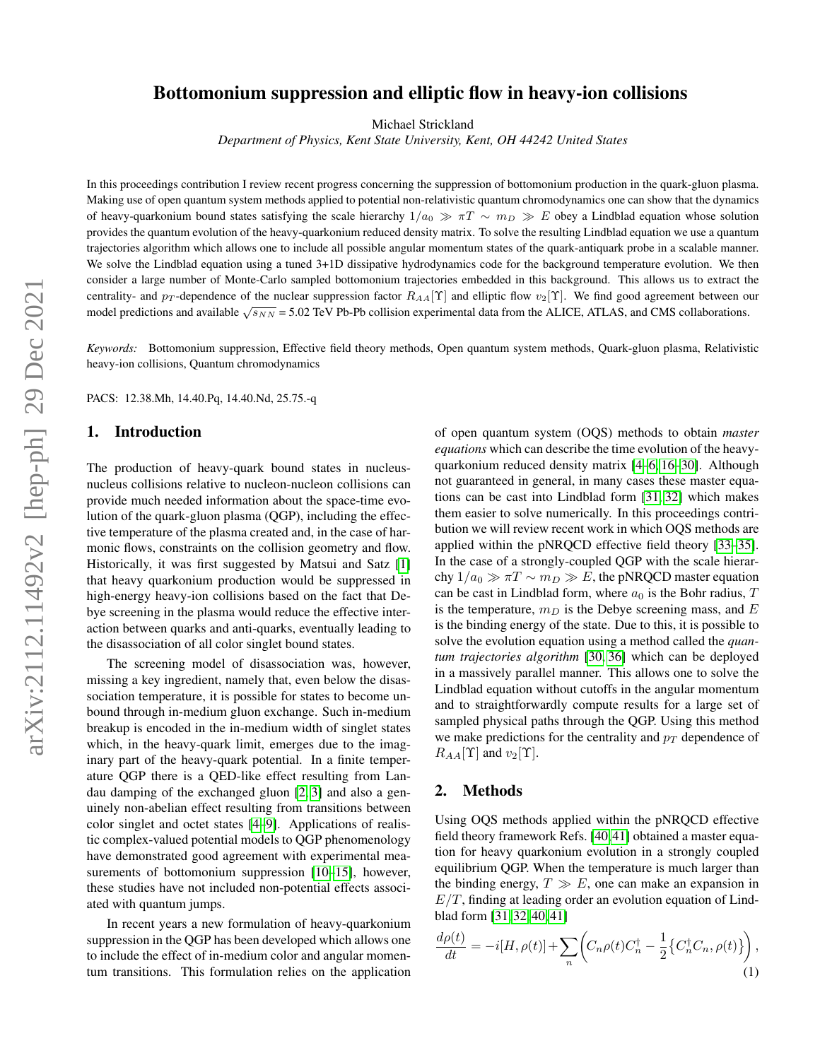# Bottomonium suppression and elliptic flow in heavy-ion collisions

Michael Strickland

*Department of Physics, Kent State University, Kent, OH 44242 United States*

In this proceedings contribution I review recent progress concerning the suppression of bottomonium production in the quark-gluon plasma. Making use of open quantum system methods applied to potential non-relativistic quantum chromodynamics one can show that the dynamics of heavy-quarkonium bound states satisfying the scale hierarchy $1/a_0 \gg \pi T \sim m_D \gg E$ obey a Lindblad equation whose solution provides the quantum evolution of the heavy-quarkonium reduced density matrix. To solve the resulting Lindblad equation we use a quantum trajectories algorithm which allows one to include all possible angular momentum states of the quark-antiquark probe in a scalable manner. We solve the Lindblad equation using a tuned 3+1D dissipative hydrodynamics code for the background temperature evolution. We then consider a large number of Monte-Carlo sampled bottomonium trajectories embedded in this background. This allows us to extract the centrality- and $p_T$-dependence of the nuclear suppression factor $R_{AA}[\Upsilon]$ and elliptic flow $v_2[\Upsilon]$. We find good agreement between our model predictions and available $\sqrt{s_{NN}}$ = 5.02 TeV Pb-Pb collision experimental data from the ALICE, ATLAS, and CMS collaborations.

*Keywords:* Bottomonium suppression, Effective field theory methods, Open quantum system methods, Quark-gluon plasma, Relativistic heavy-ion collisions, Quantum chromodynamics

PACS: 12.38.Mh, 14.40.Pq, 14.40.Nd, 25.75.-q

## 1. Introduction

The production of heavy-quark bound states in nucleus-nucleus collisions relative to nucleon-nucleon collisions can provide much needed information about the space-time evolution of the quark-gluon plasma (QGP), including the effective temperature of the plasma created and, in the case of harmonic flows, constraints on the collision geometry and flow. Historically, it was first suggested by Matsui and Satz [1] that heavy quarkonium production would be suppressed in high-energy heavy-ion collisions based on the fact that Debye screening in the plasma would reduce the effective interaction between quarks and anti-quarks, eventually leading to the disassociation of all color singlet bound states.

The screening model of disassociation was, however, missing a key ingredient, namely that, even below the disassociation temperature, it is possible for states to become unbound through in-medium gluon exchange. Such in-medium breakup is encoded in the in-medium width of singlet states which, in the heavy-quark limit, emerges due to the imaginary part of the heavy-quark potential. In a finite temperature QGP there is a QED-like effect resulting from Landau damping of the exchanged gluon [2, 3] and also a genuinely non-abelian effect resulting from transitions between color singlet and octet states [4–9]. Applications of realistic complex-valued potential models to QGP phenomenology have demonstrated good agreement with experimental measurements of bottomonium suppression [10–15], however, these studies have not included non-potential effects associated with quantum jumps.

In recent years a new formulation of heavy-quarkonium suppression in the QGP has been developed which allows one to include the effect of in-medium color and angular momentum transitions. This formulation relies on the application of open quantum system (OQS) methods to obtain *master equations* which can describe the time evolution of the heavy-quarkonium reduced density matrix [4–6, 16–30]. Although not guaranteed in general, in many cases these master equations can be cast into Lindblad form [31, 32] which makes them easier to solve numerically. In this proceedings contribution we will review recent work in which OQS methods are applied within the pNRQCD effective field theory [33–35]. In the case of a strongly-coupled QGP with the scale hierarchy $1/a_0 \gg \pi T \sim m_D \gg E$, the pNRQCD master equation can be cast in Lindblad form, where $a_0$ is the Bohr radius, $T$ is the temperature, $m_D$ is the Debye screening mass, and $E$ is the binding energy of the state. Due to this, it is possible to solve the evolution equation using a method called the *quantum trajectories algorithm* [30, 36] which can be deployed in a massively parallel manner. This allows one to solve the Lindblad equation without cutoffs in the angular momentum and to straightforwardly compute results for a large set of sampled physical paths through the QGP. Using this method we make predictions for the centrality and $p_T$ dependence of $R_{AA}[\Upsilon]$ and $v_2[\Upsilon]$.

## 2. Methods

Using OQS methods applied within the pNRQCD effective field theory framework Refs. [40, 41] obtained a master equation for heavy quarkonium evolution in a strongly coupled equilibrium QGP. When the temperature is much larger than the binding energy, $T \gg E$, one can make an expansion in $E/T$, finding at leading order an evolution equation of Lindblad form [31, 32, 40, 41]

$$\frac{d\rho(t)}{dt} = -i[H, \rho(t)] + \sum_n \left( C_n \rho(t) C_n^\dagger - \frac{1}{2}\left\{ C_n^\dagger C_n, \rho(t) \right\} \right), \tag{1}$$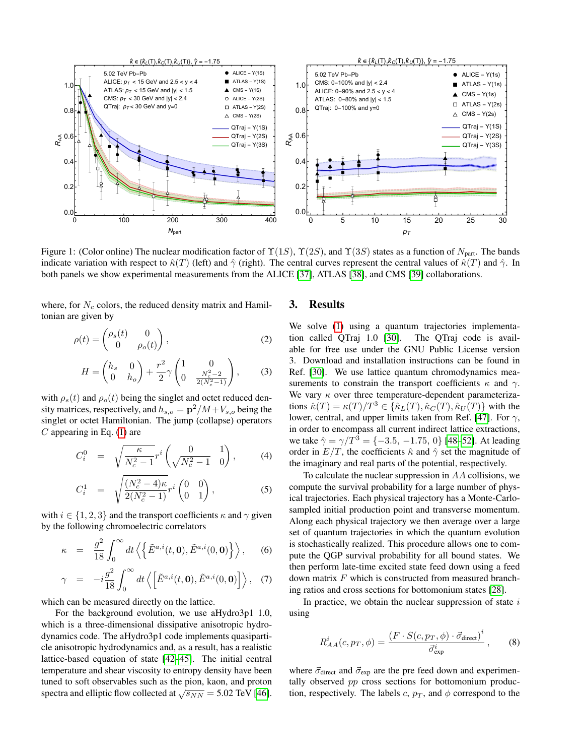Figure 1: (Color online) The nuclear modification factor of $\Upsilon(1S)$, $\Upsilon(2S)$, and $\Upsilon(3S)$ states as a function of $N_{\rm part}$. The bands indicate variation with respect to $\hat{\kappa}(T)$ (left) and $\hat{\gamma}$ (right). The central curves represent the central values of $\hat{\kappa}(T)$ and $\hat{\gamma}$. In both panels we show experimental measurements from the ALICE [37], ATLAS [38], and CMS [39] collaborations.

where, for $N_c$ colors, the reduced density matrix and Hamiltonian are given by

$$\rho(t) = \begin{pmatrix} \rho_s(t) & 0 \\ 0 & \rho_o(t) \end{pmatrix}, \tag{2}$$

$$H = \begin{pmatrix} h_s & 0 \\ 0 & h_o \end{pmatrix} + \frac{r^2}{2}\gamma \begin{pmatrix} 1 & 0 \\ 0 & \frac{N_c^2-2}{2(N_c^2-1)} \end{pmatrix}, \tag{3}$$

with $\rho_s(t)$ and $\rho_o(t)$ being the singlet and octet reduced density matrices, respectively, and $h_{s,o} = \mathbf{p}^2/M + V_{s,o}$ being the singlet or octet Hamiltonian. The jump (collapse) operators $C$ appearing in Eq. (1) are

$$C_i^0 = \sqrt{\frac{\kappa}{N_c^2-1}}\, r^i \begin{pmatrix} 0 & 1 \\ \sqrt{N_c^2-1} & 0 \end{pmatrix}, \tag{4}$$

$$C_i^1 = \sqrt{\frac{(N_c^2-4)\kappa}{2(N_c^2-1)}}\, r^i \begin{pmatrix} 0 & 0 \\ 0 & 1 \end{pmatrix}, \tag{5}$$

with $i \in \{1,2,3\}$ and the transport coefficients $\kappa$ and $\gamma$ given by the following chromoelectric correlators

$$\kappa = \frac{g^2}{18}\int_0^\infty dt \left\langle \left\{ \tilde{E}^{a,i}(t,\mathbf{0}), \tilde{E}^{a,i}(0,\mathbf{0}) \right\} \right\rangle, \tag{6}$$

$$\gamma = -i\frac{g^2}{18}\int_0^\infty dt \left\langle \left[ \tilde{E}^{a,i}(t,\mathbf{0}), \tilde{E}^{a,i}(0,\mathbf{0}) \right] \right\rangle, \tag{7}$$

which can be measured directly on the lattice.

For the background evolution, we use aHydro3p1 1.0, which is a three-dimensional dissipative anisotropic hydrodynamics code. The aHydro3p1 code implements quasiparticle anisotropic hydrodynamics and, as a result, has a realistic lattice-based equation of state [42–45]. The initial central temperature and shear viscosity to entropy density have been tuned to soft observables such as the pion, kaon, and proton spectra and elliptic flow collected at $\sqrt{s_{NN}} = 5.02$ TeV [46].

## 3. Results

We solve (1) using a quantum trajectories implementation called QTraj 1.0 [30]. The QTraj code is available for free use under the GNU Public License version 3. Download and installation instructions can be found in Ref. [30]. We use lattice quantum chromodynamics measurements to constrain the transport coefficients $\kappa$ and $\gamma$. We vary $\kappa$ over three temperature-dependent parameterizations $\hat{\kappa}(T) = \kappa(T)/T^3 \in \{\hat{\kappa}_L(T), \hat{\kappa}_C(T), \hat{\kappa}_U(T)\}$ with the lower, central, and upper limits taken from Ref. [47]. For $\gamma$, in order to encompass all current indirect lattice extractions, we take $\hat{\gamma} = \gamma/T^3 = \{-3.5, -1.75, 0\}$ [48–52]. At leading order in $E/T$, the coefficients $\hat{\kappa}$ and $\hat{\gamma}$ set the magnitude of the imaginary and real parts of the potential, respectively.

To calculate the nuclear suppression in $AA$ collisions, we compute the survival probability for a large number of physical trajectories. Each physical trajectory has a Monte-Carlo-sampled initial production point and transverse momentum. Along each physical trajectory we then average over a large set of quantum trajectories in which the quantum evolution is stochastically realized. This procedure allows one to compute the QGP survival probability for all bound states. We then perform late-time excited state feed down using a feed down matrix $F$ which is constructed from measured branching ratios and cross sections for bottomonium states [28].

In practice, we obtain the nuclear suppression of state $i$ using

$$R_{AA}^i(c, p_T, \phi) = \frac{\left(F \cdot S(c, p_T, \phi) \cdot \vec{\sigma}_{\rm direct}\right)^i}{\vec{\sigma}_{\rm exp}^i}, \tag{8}$$

where $\vec{\sigma}_{\rm direct}$ and $\vec{\sigma}_{\rm exp}$ are the pre feed down and experimentally observed $pp$ cross sections for bottomonium production, respectively. The labels $c$, $p_T$, and $\phi$ correspond to the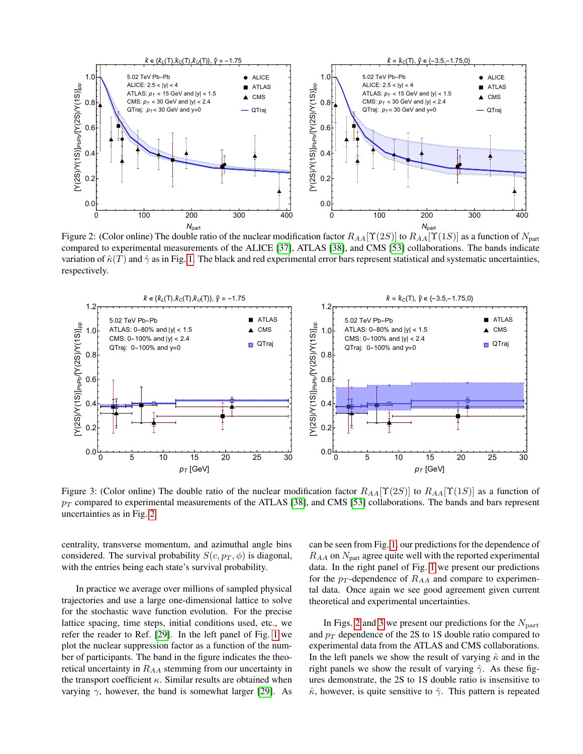Figure 2: (Color online) The double ratio of the nuclear modification factor $R_{AA}[\Upsilon(2S)]$ to $R_{AA}[\Upsilon(1S)]$ as a function of $N_{\rm part}$ compared to experimental measurements of the ALICE [37], ATLAS [38], and CMS [53] collaborations. The bands indicate variation of $\hat{\kappa}(T)$ and $\hat{\gamma}$ as in Fig. 1. The black and red experimental error bars represent statistical and systematic uncertainties, respectively.

Figure 3: (Color online) The double ratio of the nuclear modification factor $R_{AA}[\Upsilon(2S)]$ to $R_{AA}[\Upsilon(1S)]$ as a function of $p_T$ compared to experimental measurements of the ATLAS [38], and CMS [53] collaborations. The bands and bars represent uncertainties as in Fig. 2.

centrality, transverse momentum, and azimuthal angle bins considered. The survival probability $S(c, p_T, \phi)$ is diagonal, with the entries being each state's survival probability.

In practice we average over millions of sampled physical trajectories and use a large one-dimensional lattice to solve for the stochastic wave function evolution. For the precise lattice spacing, time steps, initial conditions used, etc., we refer the reader to Ref. [29]. In the left panel of Fig. 1 we plot the nuclear suppression factor as a function of the number of participants. The band in the figure indicates the theoretical uncertainty in $R_{AA}$ stemming from our uncertainty in the transport coefficient $\kappa$. Similar results are obtained when varying $\gamma$, however, the band is somewhat larger [29]. As can be seen from Fig. 1, our predictions for the dependence of $R_{AA}$ on $N_{\rm part}$ agree quite well with the reported experimental data. In the right panel of Fig. 1 we present our predictions for the $p_T$-dependence of $R_{AA}$ and compare to experimental data. Once again we see good agreement given current theoretical and experimental uncertainties.

In Figs. 2 and 3 we present our predictions for the $N_{\rm part}$ and $p_T$ dependence of the 2S to 1S double ratio compared to experimental data from the ATLAS and CMS collaborations. In the left panels we show the result of varying $\hat{\kappa}$ and in the right panels we show the result of varying $\hat{\gamma}$. As these figures demonstrate, the 2S to 1S double ratio is insensitive to $\hat{\kappa}$, however, is quite sensitive to $\hat{\gamma}$. This pattern is repeated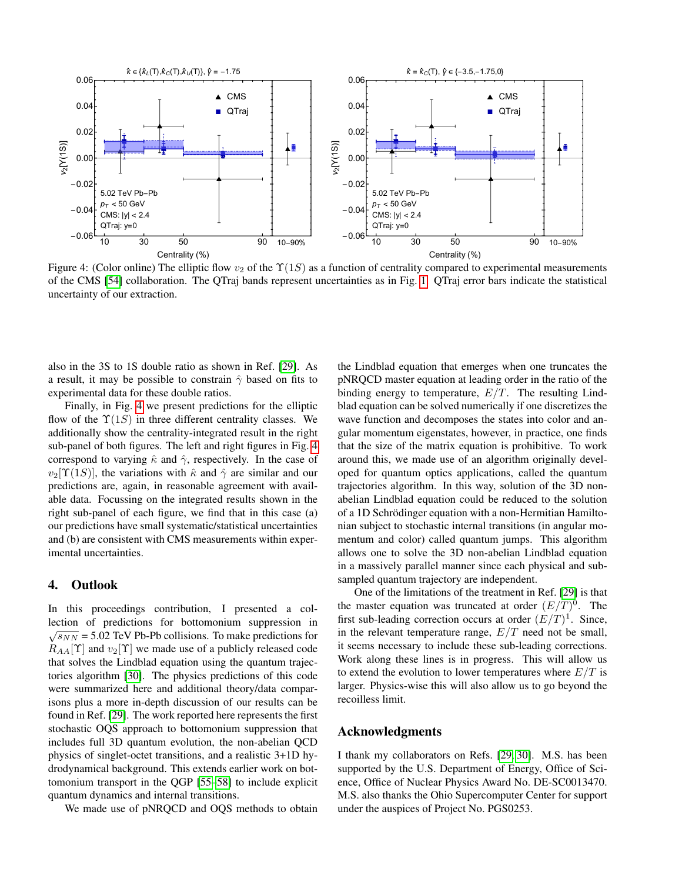Figure 4: (Color online) The elliptic flow $v_2$ of the $\Upsilon(1S)$ as a function of centrality compared to experimental measurements of the CMS [54] collaboration. The QTraj bands represent uncertainties as in Fig. 1. QTraj error bars indicate the statistical uncertainty of our extraction.

also in the 3S to 1S double ratio as shown in Ref. [29]. As a result, it may be possible to constrain $\hat{\gamma}$ based on fits to experimental data for these double ratios.

Finally, in Fig. 4 we present predictions for the elliptic flow of the $\Upsilon(1S)$ in three different centrality classes. We additionally show the centrality-integrated result in the right sub-panel of both figures. The left and right figures in Fig. 4 correspond to varying $\hat{\kappa}$ and $\hat{\gamma}$, respectively. In the case of $v_2[\Upsilon(1S)]$, the variations with $\hat{\kappa}$ and $\hat{\gamma}$ are similar and our predictions are, again, in reasonable agreement with available data. Focussing on the integrated results shown in the right sub-panel of each figure, we find that in this case (a) our predictions have small systematic/statistical uncertainties and (b) are consistent with CMS measurements within experimental uncertainties.

## 4. Outlook

In this proceedings contribution, I presented a collection of predictions for bottomonium suppression in $\sqrt{s_{NN}}$ = 5.02 TeV Pb-Pb collisions. To make predictions for $R_{AA}[\Upsilon]$ and $v_2[\Upsilon]$ we made use of a publicly released code that solves the Lindblad equation using the quantum trajectories algorithm [30]. The physics predictions of this code were summarized here and additional theory/data comparisons plus a more in-depth discussion of our results can be found in Ref. [29]. The work reported here represents the first stochastic OQS approach to bottomonium suppression that includes full 3D quantum evolution, the non-abelian QCD physics of singlet-octet transitions, and a realistic 3+1D hydrodynamical background. This extends earlier work on bottomonium transport in the QGP [55–58] to include explicit quantum dynamics and internal transitions.

We made use of pNRQCD and OQS methods to obtain the Lindblad equation that emerges when one truncates the pNRQCD master equation at leading order in the ratio of the binding energy to temperature, $E/T$. The resulting Lindblad equation can be solved numerically if one discretizes the wave function and decomposes the states into color and angular momentum eigenstates, however, in practice, one finds that the size of the matrix equation is prohibitive. To work around this, we made use of an algorithm originally developed for quantum optics applications, called the quantum trajectories algorithm. In this way, solution of the 3D non-abelian Lindblad equation could be reduced to the solution of a 1D Schrödinger equation with a non-Hermitian Hamiltonian subject to stochastic internal transitions (in angular momentum and color) called quantum jumps. This algorithm allows one to solve the 3D non-abelian Lindblad equation in a massively parallel manner since each physical and sub-sampled quantum trajectory are independent.

One of the limitations of the treatment in Ref. [29] is that the master equation was truncated at order $(E/T)^0$. The first sub-leading correction occurs at order $(E/T)^1$. Since, in the relevant temperature range, $E/T$ need not be small, it seems necessary to include these sub-leading corrections. Work along these lines is in progress. This will allow us to extend the evolution to lower temperatures where $E/T$ is larger. Physics-wise this will also allow us to go beyond the recoilless limit.

## Acknowledgments

I thank my collaborators on Refs. [29, 30]. M.S. has been supported by the U.S. Department of Energy, Office of Science, Office of Nuclear Physics Award No. DE-SC0013470. M.S. also thanks the Ohio Supercomputer Center for support under the auspices of Project No. PGS0253.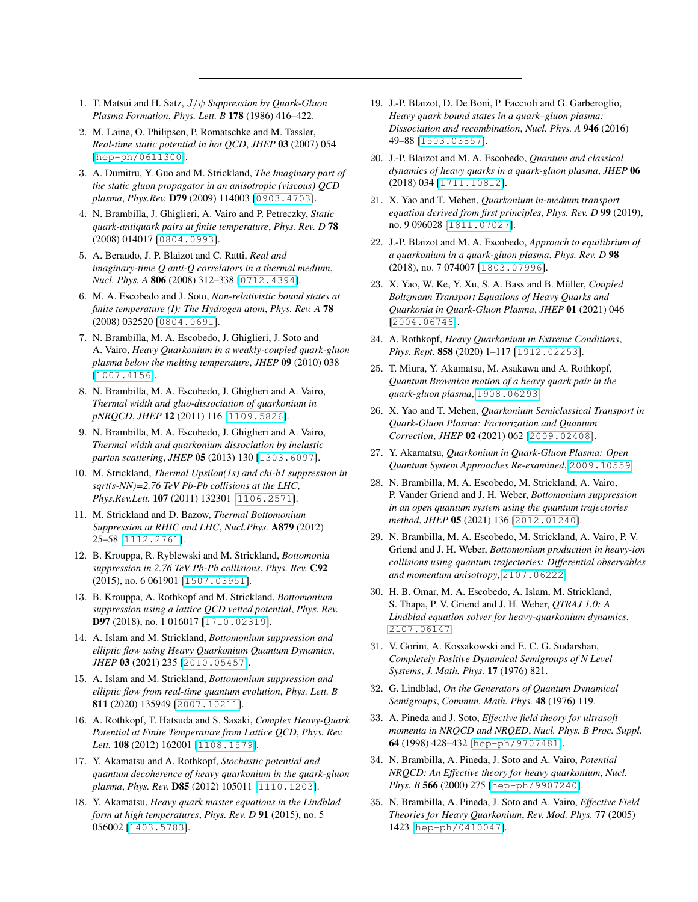1. T. Matsui and H. Satz, *$J/\psi$ Suppression by Quark-Gluon Plasma Formation*, *Phys. Lett. B* **178** (1986) 416–422.
2. M. Laine, O. Philipsen, P. Romatschke and M. Tassler, *Real-time static potential in hot QCD*, *JHEP* **03** (2007) 054 [hep-ph/0611300].
3. A. Dumitru, Y. Guo and M. Strickland, *The Imaginary part of the static gluon propagator in an anisotropic (viscous) QCD plasma*, *Phys.Rev.* **D79** (2009) 114003 [0903.4703].
4. N. Brambilla, J. Ghiglieri, A. Vairo and P. Petreczky, *Static quark-antiquark pairs at finite temperature*, *Phys. Rev. D* **78** (2008) 014017 [0804.0993].
5. A. Beraudo, J. P. Blaizot and C. Ratti, *Real and imaginary-time Q anti-Q correlators in a thermal medium*, *Nucl. Phys. A* **806** (2008) 312–338 [0712.4394].
6. M. A. Escobedo and J. Soto, *Non-relativistic bound states at finite temperature (I): The Hydrogen atom*, *Phys. Rev. A* **78** (2008) 032520 [0804.0691].
7. N. Brambilla, M. A. Escobedo, J. Ghiglieri, J. Soto and A. Vairo, *Heavy Quarkonium in a weakly-coupled quark-gluon plasma below the melting temperature*, *JHEP* **09** (2010) 038 [1007.4156].
8. N. Brambilla, M. A. Escobedo, J. Ghiglieri and A. Vairo, *Thermal width and gluo-dissociation of quarkonium in pNRQCD*, *JHEP* **12** (2011) 116 [1109.5826].
9. N. Brambilla, M. A. Escobedo, J. Ghiglieri and A. Vairo, *Thermal width and quarkonium dissociation by inelastic parton scattering*, *JHEP* **05** (2013) 130 [1303.6097].
10. M. Strickland, *Thermal Upsilon(1s) and chi-b1 suppression in sqrt(s-NN)=2.76 TeV Pb-Pb collisions at the LHC*, *Phys.Rev.Lett.* **107** (2011) 132301 [1106.2571].
11. M. Strickland and D. Bazow, *Thermal Bottomonium Suppression at RHIC and LHC*, *Nucl.Phys.* **A879** (2012) 25–58 [1112.2761].
12. B. Krouppa, R. Ryblewski and M. Strickland, *Bottomonia suppression in 2.76 TeV Pb-Pb collisions*, *Phys. Rev.* **C92** (2015), no. 6 061901 [1507.03951].
13. B. Krouppa, A. Rothkopf and M. Strickland, *Bottomonium suppression using a lattice QCD vetted potential*, *Phys. Rev.* **D97** (2018), no. 1 016017 [1710.02319].
14. A. Islam and M. Strickland, *Bottomonium suppression and elliptic flow using Heavy Quarkonium Quantum Dynamics*, *JHEP* **03** (2021) 235 [2010.05457].
15. A. Islam and M. Strickland, *Bottomonium suppression and elliptic flow from real-time quantum evolution*, *Phys. Lett. B* **811** (2020) 135949 [2007.10211].
16. A. Rothkopf, T. Hatsuda and S. Sasaki, *Complex Heavy-Quark Potential at Finite Temperature from Lattice QCD*, *Phys. Rev. Lett.* **108** (2012) 162001 [1108.1579].
17. Y. Akamatsu and A. Rothkopf, *Stochastic potential and quantum decoherence of heavy quarkonium in the quark-gluon plasma*, *Phys. Rev.* **D85** (2012) 105011 [1110.1203].
18. Y. Akamatsu, *Heavy quark master equations in the Lindblad form at high temperatures*, *Phys. Rev. D* **91** (2015), no. 5 056002 [1403.5783].
19. J.-P. Blaizot, D. De Boni, P. Faccioli and G. Garberoglio, *Heavy quark bound states in a quark–gluon plasma: Dissociation and recombination*, *Nucl. Phys. A* **946** (2016) 49–88 [1503.03857].
20. J.-P. Blaizot and M. A. Escobedo, *Quantum and classical dynamics of heavy quarks in a quark-gluon plasma*, *JHEP* **06** (2018) 034 [1711.10812].
21. X. Yao and T. Mehen, *Quarkonium in-medium transport equation derived from first principles*, *Phys. Rev. D* **99** (2019), no. 9 096028 [1811.07027].
22. J.-P. Blaizot and M. A. Escobedo, *Approach to equilibrium of a quarkonium in a quark-gluon plasma*, *Phys. Rev. D* **98** (2018), no. 7 074007 [1803.07996].
23. X. Yao, W. Ke, Y. Xu, S. A. Bass and B. Müller, *Coupled Boltzmann Transport Equations of Heavy Quarks and Quarkonia in Quark-Gluon Plasma*, *JHEP* **01** (2021) 046 [2004.06746].
24. A. Rothkopf, *Heavy Quarkonium in Extreme Conditions*, *Phys. Rept.* **858** (2020) 1–117 [1912.02253].
25. T. Miura, Y. Akamatsu, M. Asakawa and A. Rothkopf, *Quantum Brownian motion of a heavy quark pair in the quark-gluon plasma*, 1908.06293.
26. X. Yao and T. Mehen, *Quarkonium Semiclassical Transport in Quark-Gluon Plasma: Factorization and Quantum Correction*, *JHEP* **02** (2021) 062 [2009.02408].
27. Y. Akamatsu, *Quarkonium in Quark-Gluon Plasma: Open Quantum System Approaches Re-examined*, 2009.10559.
28. N. Brambilla, M. A. Escobedo, M. Strickland, A. Vairo, P. Vander Griend and J. H. Weber, *Bottomonium suppression in an open quantum system using the quantum trajectories method*, *JHEP* **05** (2021) 136 [2012.01240].
29. N. Brambilla, M. A. Escobedo, M. Strickland, A. Vairo, P. V. Griend and J. H. Weber, *Bottomonium production in heavy-ion collisions using quantum trajectories: Differential observables and momentum anisotropy*, 2107.06222.
30. H. B. Omar, M. A. Escobedo, A. Islam, M. Strickland, S. Thapa, P. V. Griend and J. H. Weber, *QTRAJ 1.0: A Lindblad equation solver for heavy-quarkonium dynamics*, 2107.06147.
31. V. Gorini, A. Kossakowski and E. C. G. Sudarshan, *Completely Positive Dynamical Semigroups of N Level Systems*, *J. Math. Phys.* **17** (1976) 821.
32. G. Lindblad, *On the Generators of Quantum Dynamical Semigroups*, *Commun. Math. Phys.* **48** (1976) 119.
33. A. Pineda and J. Soto, *Effective field theory for ultrasoft momenta in NRQCD and NRQED*, *Nucl. Phys. B Proc. Suppl.* **64** (1998) 428–432 [hep-ph/9707481].
34. N. Brambilla, A. Pineda, J. Soto and A. Vairo, *Potential NRQCD: An Effective theory for heavy quarkonium*, *Nucl. Phys. B* **566** (2000) 275 [hep-ph/9907240].
35. N. Brambilla, A. Pineda, J. Soto and A. Vairo, *Effective Field Theories for Heavy Quarkonium*, *Rev. Mod. Phys.* **77** (2005) 1423 [hep-ph/0410047].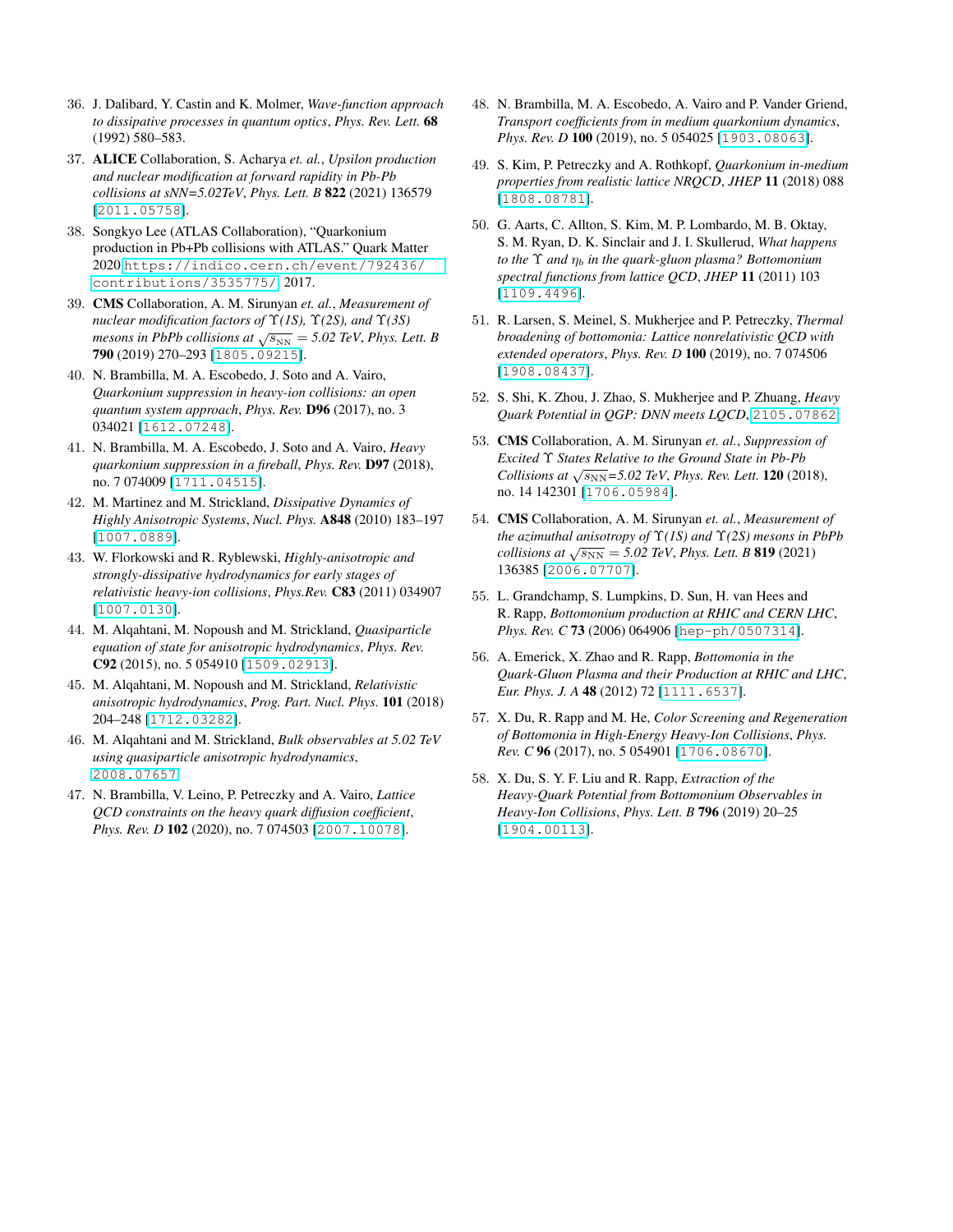36. J. Dalibard, Y. Castin and K. Molmer, *Wave-function approach to dissipative processes in quantum optics*, *Phys. Rev. Lett.* **68** (1992) 580–583.

37. **ALICE** Collaboration, S. Acharya *et. al.*, *Upsilon production and nuclear modification at forward rapidity in Pb-Pb collisions at sNN=5.02TeV*, *Phys. Lett. B* **822** (2021) 136579 [2011.05758].

38. Songkyo Lee (ATLAS Collaboration), "Quarkonium production in Pb+Pb collisions with ATLAS." Quark Matter 2020 https://indico.cern.ch/event/792436/contributions/3535775/, 2017.

39. **CMS** Collaboration, A. M. Sirunyan *et. al.*, *Measurement of nuclear modification factors of Υ(1S), Υ(2S), and Υ(3S) mesons in PbPb collisions at $\sqrt{s_{\rm NN}}$ = 5.02 TeV*, *Phys. Lett. B* **790** (2019) 270–293 [1805.09215].

40. N. Brambilla, M. A. Escobedo, J. Soto and A. Vairo, *Quarkonium suppression in heavy-ion collisions: an open quantum system approach*, *Phys. Rev.* **D96** (2017), no. 3 034021 [1612.07248].

41. N. Brambilla, M. A. Escobedo, J. Soto and A. Vairo, *Heavy quarkonium suppression in a fireball*, *Phys. Rev.* **D97** (2018), no. 7 074009 [1711.04515].

42. M. Martinez and M. Strickland, *Dissipative Dynamics of Highly Anisotropic Systems*, *Nucl. Phys.* **A848** (2010) 183–197 [1007.0889].

43. W. Florkowski and R. Ryblewski, *Highly-anisotropic and strongly-dissipative hydrodynamics for early stages of relativistic heavy-ion collisions*, *Phys.Rev.* **C83** (2011) 034907 [1007.0130].

44. M. Alqahtani, M. Nopoush and M. Strickland, *Quasiparticle equation of state for anisotropic hydrodynamics*, *Phys. Rev.* **C92** (2015), no. 5 054910 [1509.02913].

45. M. Alqahtani, M. Nopoush and M. Strickland, *Relativistic anisotropic hydrodynamics*, *Prog. Part. Nucl. Phys.* **101** (2018) 204–248 [1712.03282].

46. M. Alqahtani and M. Strickland, *Bulk observables at 5.02 TeV using quasiparticle anisotropic hydrodynamics*, 2008.07657.

47. N. Brambilla, V. Leino, P. Petreczky and A. Vairo, *Lattice QCD constraints on the heavy quark diffusion coefficient*, *Phys. Rev. D* **102** (2020), no. 7 074503 [2007.10078].

48. N. Brambilla, M. A. Escobedo, A. Vairo and P. Vander Griend, *Transport coefficients from in medium quarkonium dynamics*, *Phys. Rev. D* **100** (2019), no. 5 054025 [1903.08063].

49. S. Kim, P. Petreczky and A. Rothkopf, *Quarkonium in-medium properties from realistic lattice NRQCD*, *JHEP* **11** (2018) 088 [1808.08781].

50. G. Aarts, C. Allton, S. Kim, M. P. Lombardo, M. B. Oktay, S. M. Ryan, D. K. Sinclair and J. I. Skullerud, *What happens to the Υ and $\eta_b$ in the quark-gluon plasma? Bottomonium spectral functions from lattice QCD*, *JHEP* **11** (2011) 103 [1109.4496].

51. R. Larsen, S. Meinel, S. Mukherjee and P. Petreczky, *Thermal broadening of bottomonia: Lattice nonrelativistic QCD with extended operators*, *Phys. Rev. D* **100** (2019), no. 7 074506 [1908.08437].

52. S. Shi, K. Zhou, J. Zhao, S. Mukherjee and P. Zhuang, *Heavy Quark Potential in QGP: DNN meets LQCD*, 2105.07862.

53. **CMS** Collaboration, A. M. Sirunyan *et. al.*, *Suppression of Excited Υ States Relative to the Ground State in Pb-Pb Collisions at $\sqrt{s_{\rm NN}}$=5.02 TeV*, *Phys. Rev. Lett.* **120** (2018), no. 14 142301 [1706.05984].

54. **CMS** Collaboration, A. M. Sirunyan *et. al.*, *Measurement of the azimuthal anisotropy of Υ(1S) and Υ(2S) mesons in PbPb collisions at $\sqrt{s_{\rm NN}}$ = 5.02 TeV*, *Phys. Lett. B* **819** (2021) 136385 [2006.07707].

55. L. Grandchamp, S. Lumpkins, D. Sun, H. van Hees and R. Rapp, *Bottomonium production at RHIC and CERN LHC*, *Phys. Rev. C* **73** (2006) 064906 [hep-ph/0507314].

56. A. Emerick, X. Zhao and R. Rapp, *Bottomonia in the Quark-Gluon Plasma and their Production at RHIC and LHC*, *Eur. Phys. J. A* **48** (2012) 72 [1111.6537].

57. X. Du, R. Rapp and M. He, *Color Screening and Regeneration of Bottomonia in High-Energy Heavy-Ion Collisions*, *Phys. Rev. C* **96** (2017), no. 5 054901 [1706.08670].

58. X. Du, S. Y. F. Liu and R. Rapp, *Extraction of the Heavy-Quark Potential from Bottomonium Observables in Heavy-Ion Collisions*, *Phys. Lett. B* **796** (2019) 20–25 [1904.00113].